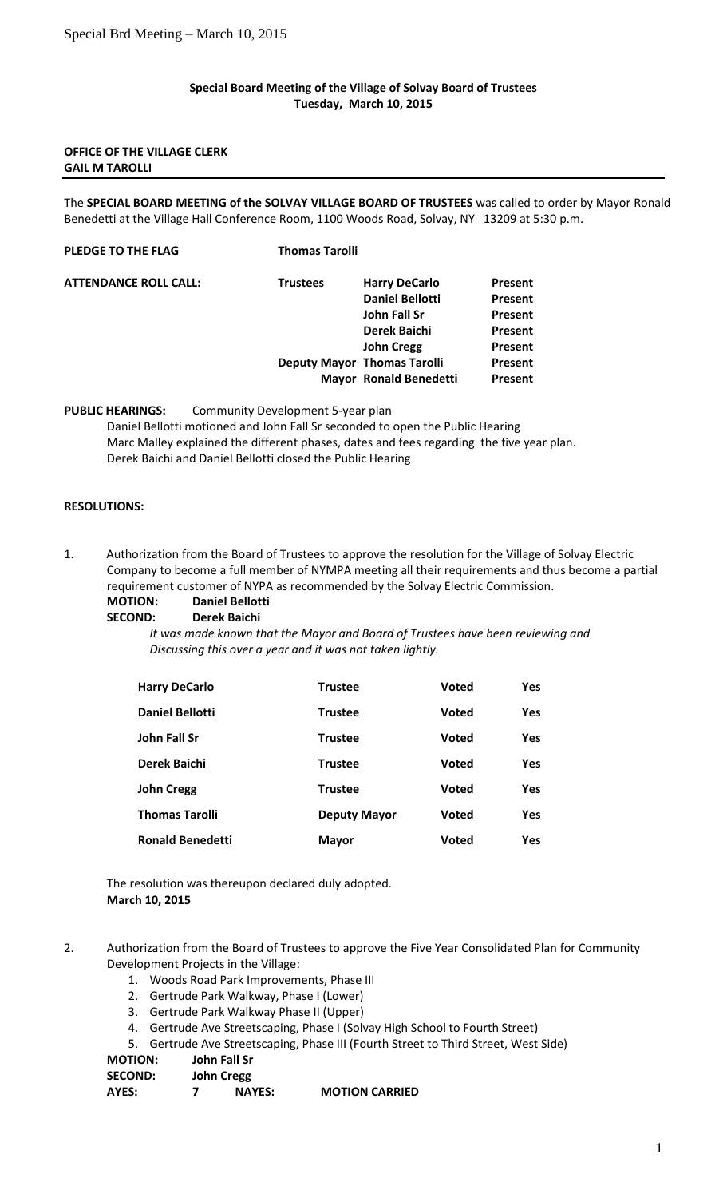**Special Board Meeting of the Village of Solvay Board of Trustees**
**Tuesday, March 10, 2015**

**OFFICE OF THE VILLAGE CLERK**
**GAIL M TAROLLI**

---

The **SPECIAL BOARD MEETING of the SOLVAY VILLAGE BOARD OF TRUSTEES** was called to order by Mayor Ronald Benedetti at the Village Hall Conference Room, 1100 Woods Road, Solvay, NY 13209 at 5:30 p.m.

**PLEDGE TO THE FLAG** **Thomas Tarolli**

| **ATTENDANCE ROLL CALL:** | **Trustees** | **Harry DeCarlo** | **Present** |
|---|---|---|---|
| | | **Daniel Bellotti** | **Present** |
| | | **John Fall Sr** | **Present** |
| | | **Derek Baichi** | **Present** |
| | | **John Cregg** | **Present** |
| | **Deputy Mayor** | **Thomas Tarolli** | **Present** |
| | **Mayor** | **Ronald Benedetti** | **Present** |

**PUBLIC HEARINGS:** Community Development 5-year plan

Daniel Bellotti motioned and John Fall Sr seconded to open the Public Hearing
Marc Malley explained the different phases, dates and fees regarding the five year plan.
Derek Baichi and Daniel Bellotti closed the Public Hearing

**RESOLUTIONS:**

1. Authorization from the Board of Trustees to approve the resolution for the Village of Solvay Electric Company to become a full member of NYMPA meeting all their requirements and thus become a partial requirement customer of NYPA as recommended by the Solvay Electric Commission.

   **MOTION: Daniel Bellotti**
   **SECOND: Derek Baichi**

   *It was made known that the Mayor and Board of Trustees have been reviewing and Discussing this over a year and it was not taken lightly.*

| | | | |
|---|---|---|---|
| **Harry DeCarlo** | **Trustee** | **Voted** | **Yes** |
| **Daniel Bellotti** | **Trustee** | **Voted** | **Yes** |
| **John Fall Sr** | **Trustee** | **Voted** | **Yes** |
| **Derek Baichi** | **Trustee** | **Voted** | **Yes** |
| **John Cregg** | **Trustee** | **Voted** | **Yes** |
| **Thomas Tarolli** | **Deputy Mayor** | **Voted** | **Yes** |
| **Ronald Benedetti** | **Mayor** | **Voted** | **Yes** |

   The resolution was thereupon declared duly adopted.
   **March 10, 2015**

2. Authorization from the Board of Trustees to approve the Five Year Consolidated Plan for Community Development Projects in the Village:
   1. Woods Road Park Improvements, Phase III
   2. Gertrude Park Walkway, Phase I (Lower)
   3. Gertrude Park Walkway Phase II (Upper)
   4. Gertrude Ave Streetscaping, Phase I (Solvay High School to Fourth Street)
   5. Gertrude Ave Streetscaping, Phase III (Fourth Street to Third Street, West Side)

   **MOTION: John Fall Sr**
   **SECOND: John Cregg**
   **AYES: 7 NAYES: MOTION CARRIED**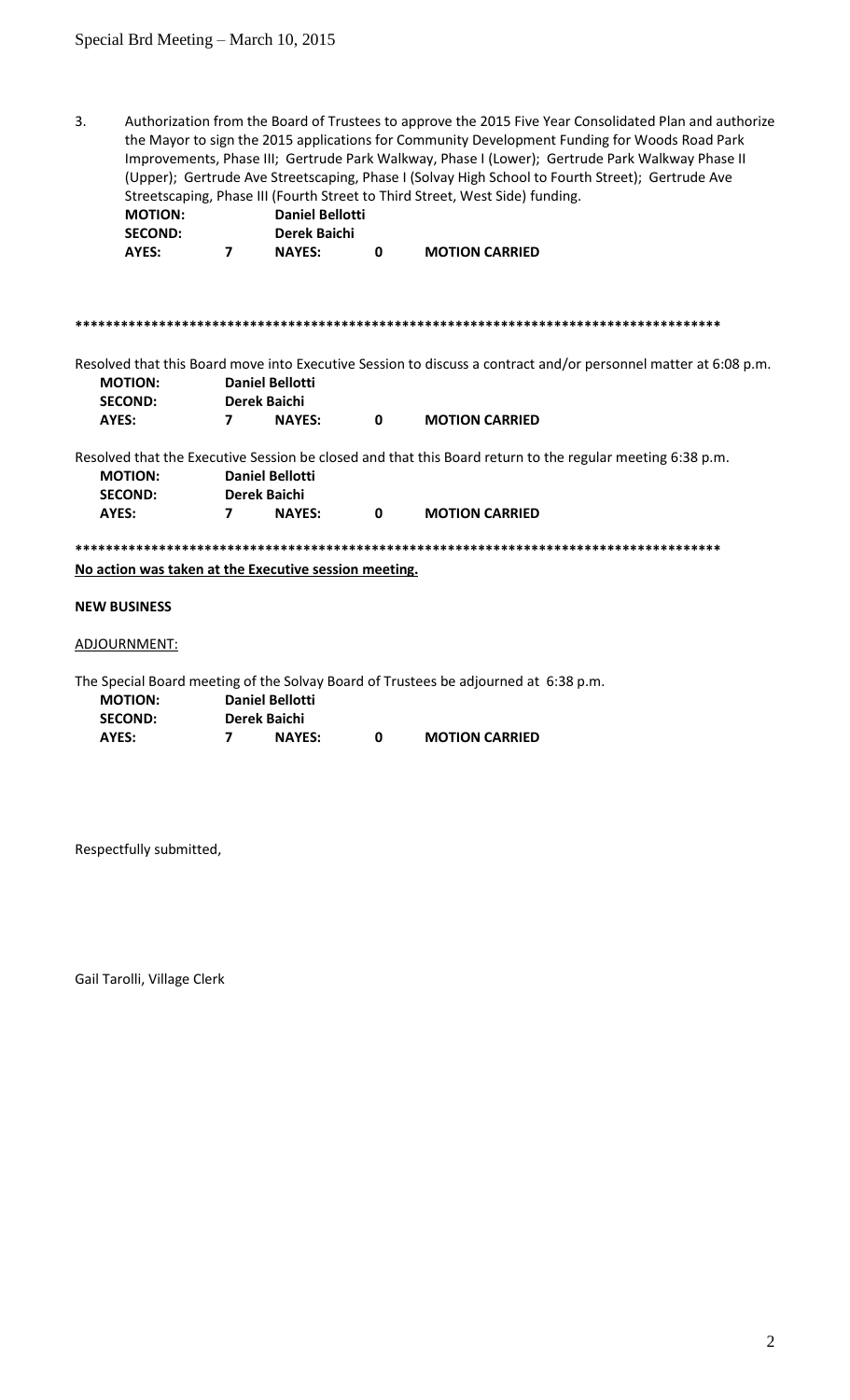3. Authorization from the Board of Trustees to approve the 2015 Five Year Consolidated Plan and authorize the Mayor to sign the 2015 applications for Community Development Funding for Woods Road Park Improvements, Phase III; Gertrude Park Walkway, Phase I (Lower); Gertrude Park Walkway Phase II (Upper); Gertrude Ave Streetscaping, Phase I (Solvay High School to Fourth Street); Gertrude Ave Streetscaping, Phase III (Fourth Street to Third Street, West Side) funding.

| | | | | |
|---|---|---|---|---|
| **MOTION:** | | **Daniel Bellotti** | | |
| **SECOND:** | | **Derek Baichi** | | |
| **AYES:** | **7** | **NAYES:** | **0** | **MOTION CARRIED** |

**************************************************************************************

Resolved that this Board move into Executive Session to discuss a contract and/or personnel matter at 6:08 p.m.

| | | | | |
|---|---|---|---|---|
| **MOTION:** | | **Daniel Bellotti** | | |
| **SECOND:** | | **Derek Baichi** | | |
| **AYES:** | **7** | **NAYES:** | **0** | **MOTION CARRIED** |

Resolved that the Executive Session be closed and that this Board return to the regular meeting 6:38 p.m.

| | | | | |
|---|---|---|---|---|
| **MOTION:** | | **Daniel Bellotti** | | |
| **SECOND:** | | **Derek Baichi** | | |
| **AYES:** | **7** | **NAYES:** | **0** | **MOTION CARRIED** |

**************************************************************************************

**No action was taken at the Executive session meeting.**

**NEW BUSINESS**

ADJOURNMENT:

The Special Board meeting of the Solvay Board of Trustees be adjourned at 6:38 p.m.

| | | | | |
|---|---|---|---|---|
| **MOTION:** | | **Daniel Bellotti** | | |
| **SECOND:** | | **Derek Baichi** | | |
| **AYES:** | **7** | **NAYES:** | **0** | **MOTION CARRIED** |

Respectfully submitted,

Gail Tarolli, Village Clerk